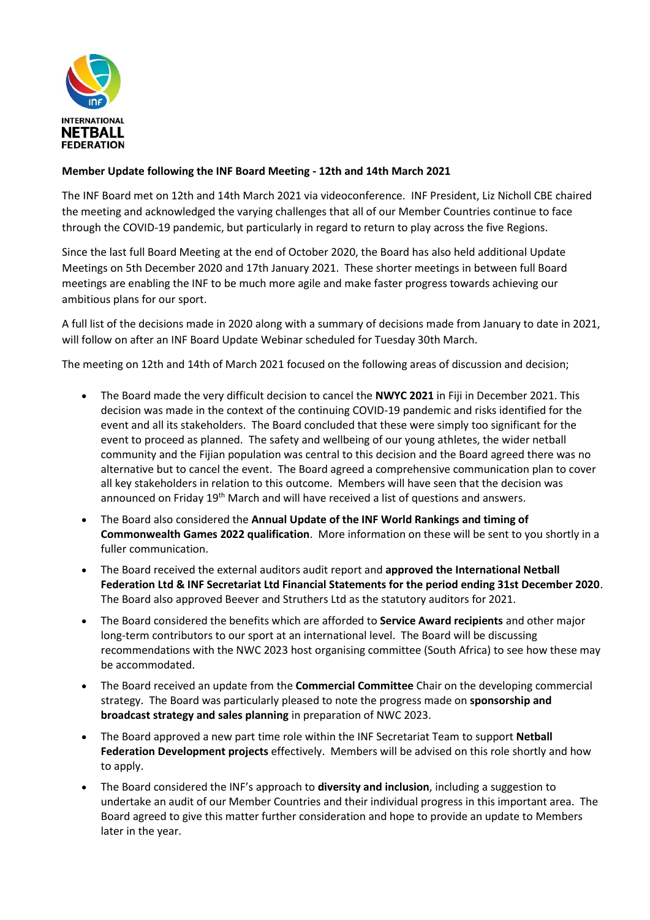INTERNATIONAL
**NETBALL**
FEDERATION

**Member Update following the INF Board Meeting - 12th and 14th March 2021**

The INF Board met on 12th and 14th March 2021 via videoconference. INF President, Liz Nicholl CBE chaired the meeting and acknowledged the varying challenges that all of our Member Countries continue to face through the COVID-19 pandemic, but particularly in regard to return to play across the five Regions.

Since the last full Board Meeting at the end of October 2020, the Board has also held additional Update Meetings on 5th December 2020 and 17th January 2021. These shorter meetings in between full Board meetings are enabling the INF to be much more agile and make faster progress towards achieving our ambitious plans for our sport.

A full list of the decisions made in 2020 along with a summary of decisions made from January to date in 2021, will follow on after an INF Board Update Webinar scheduled for Tuesday 30th March.

The meeting on 12th and 14th of March 2021 focused on the following areas of discussion and decision;

- The Board made the very difficult decision to cancel the **NWYC 2021** in Fiji in December 2021. This decision was made in the context of the continuing COVID-19 pandemic and risks identified for the event and all its stakeholders. The Board concluded that these were simply too significant for the event to proceed as planned. The safety and wellbeing of our young athletes, the wider netball community and the Fijian population was central to this decision and the Board agreed there was no alternative but to cancel the event. The Board agreed a comprehensive communication plan to cover all key stakeholders in relation to this outcome. Members will have seen that the decision was announced on Friday 19th March and will have received a list of questions and answers.
- The Board also considered the **Annual Update of the INF World Rankings and timing of Commonwealth Games 2022 qualification**. More information on these will be sent to you shortly in a fuller communication.
- The Board received the external auditors audit report and **approved the International Netball Federation Ltd & INF Secretariat Ltd Financial Statements for the period ending 31st December 2020**. The Board also approved Beever and Struthers Ltd as the statutory auditors for 2021.
- The Board considered the benefits which are afforded to **Service Award recipients** and other major long-term contributors to our sport at an international level. The Board will be discussing recommendations with the NWC 2023 host organising committee (South Africa) to see how these may be accommodated.
- The Board received an update from the **Commercial Committee** Chair on the developing commercial strategy. The Board was particularly pleased to note the progress made on **sponsorship and broadcast strategy and sales planning** in preparation of NWC 2023.
- The Board approved a new part time role within the INF Secretariat Team to support **Netball Federation Development projects** effectively. Members will be advised on this role shortly and how to apply.
- The Board considered the INF's approach to **diversity and inclusion**, including a suggestion to undertake an audit of our Member Countries and their individual progress in this important area. The Board agreed to give this matter further consideration and hope to provide an update to Members later in the year.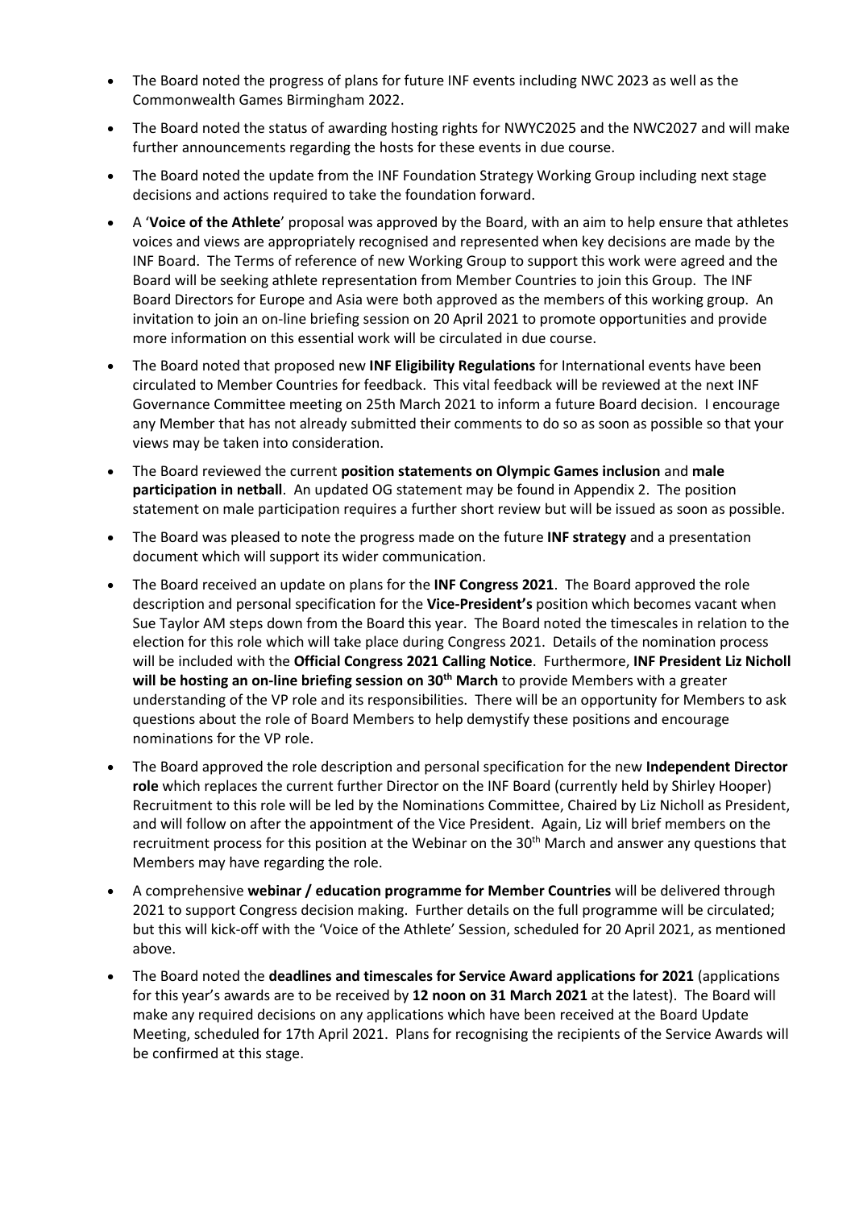- The Board noted the progress of plans for future INF events including NWC 2023 as well as the Commonwealth Games Birmingham 2022.
- The Board noted the status of awarding hosting rights for NWYC2025 and the NWC2027 and will make further announcements regarding the hosts for these events in due course.
- The Board noted the update from the INF Foundation Strategy Working Group including next stage decisions and actions required to take the foundation forward.
- A '**Voice of the Athlete**' proposal was approved by the Board, with an aim to help ensure that athletes voices and views are appropriately recognised and represented when key decisions are made by the INF Board. The Terms of reference of new Working Group to support this work were agreed and the Board will be seeking athlete representation from Member Countries to join this Group. The INF Board Directors for Europe and Asia were both approved as the members of this working group. An invitation to join an on-line briefing session on 20 April 2021 to promote opportunities and provide more information on this essential work will be circulated in due course.
- The Board noted that proposed new **INF Eligibility Regulations** for International events have been circulated to Member Countries for feedback. This vital feedback will be reviewed at the next INF Governance Committee meeting on 25th March 2021 to inform a future Board decision. I encourage any Member that has not already submitted their comments to do so as soon as possible so that your views may be taken into consideration.
- The Board reviewed the current **position statements on Olympic Games inclusion** and **male participation in netball**. An updated OG statement may be found in Appendix 2. The position statement on male participation requires a further short review but will be issued as soon as possible.
- The Board was pleased to note the progress made on the future **INF strategy** and a presentation document which will support its wider communication.
- The Board received an update on plans for the **INF Congress 2021**. The Board approved the role description and personal specification for the **Vice-President's** position which becomes vacant when Sue Taylor AM steps down from the Board this year. The Board noted the timescales in relation to the election for this role which will take place during Congress 2021. Details of the nomination process will be included with the **Official Congress 2021 Calling Notice**. Furthermore, **INF President Liz Nicholl will be hosting an on-line briefing session on 30th March** to provide Members with a greater understanding of the VP role and its responsibilities. There will be an opportunity for Members to ask questions about the role of Board Members to help demystify these positions and encourage nominations for the VP role.
- The Board approved the role description and personal specification for the new **Independent Director role** which replaces the current further Director on the INF Board (currently held by Shirley Hooper) Recruitment to this role will be led by the Nominations Committee, Chaired by Liz Nicholl as President, and will follow on after the appointment of the Vice President. Again, Liz will brief members on the recruitment process for this position at the Webinar on the 30th March and answer any questions that Members may have regarding the role.
- A comprehensive **webinar / education programme for Member Countries** will be delivered through 2021 to support Congress decision making. Further details on the full programme will be circulated; but this will kick-off with the 'Voice of the Athlete' Session, scheduled for 20 April 2021, as mentioned above.
- The Board noted the **deadlines and timescales for Service Award applications for 2021** (applications for this year's awards are to be received by **12 noon on 31 March 2021** at the latest). The Board will make any required decisions on any applications which have been received at the Board Update Meeting, scheduled for 17th April 2021. Plans for recognising the recipients of the Service Awards will be confirmed at this stage.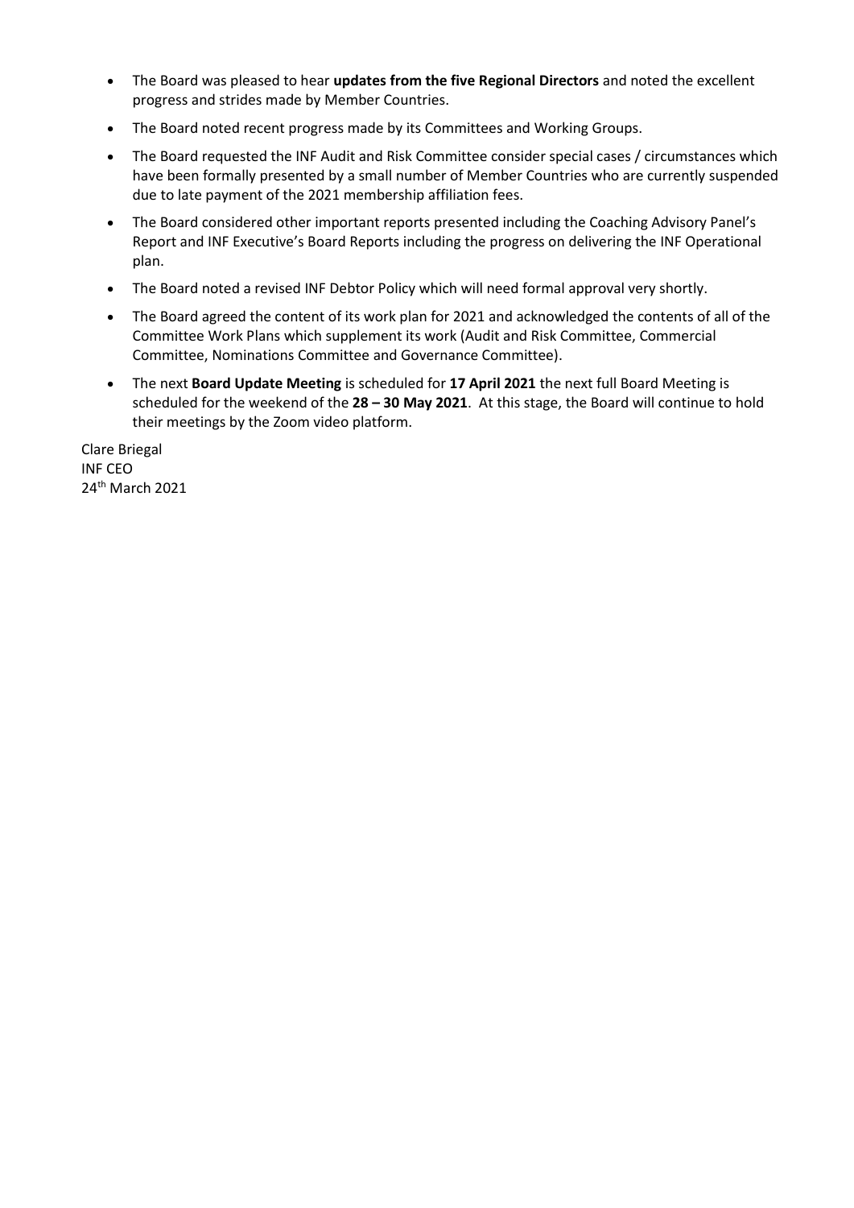- The Board was pleased to hear **updates from the five Regional Directors** and noted the excellent progress and strides made by Member Countries.
- The Board noted recent progress made by its Committees and Working Groups.
- The Board requested the INF Audit and Risk Committee consider special cases / circumstances which have been formally presented by a small number of Member Countries who are currently suspended due to late payment of the 2021 membership affiliation fees.
- The Board considered other important reports presented including the Coaching Advisory Panel's Report and INF Executive's Board Reports including the progress on delivering the INF Operational plan.
- The Board noted a revised INF Debtor Policy which will need formal approval very shortly.
- The Board agreed the content of its work plan for 2021 and acknowledged the contents of all of the Committee Work Plans which supplement its work (Audit and Risk Committee, Commercial Committee, Nominations Committee and Governance Committee).
- The next **Board Update Meeting** is scheduled for **17 April 2021** the next full Board Meeting is scheduled for the weekend of the **28 – 30 May 2021**. At this stage, the Board will continue to hold their meetings by the Zoom video platform.

Clare Briegal
INF CEO
24th March 2021